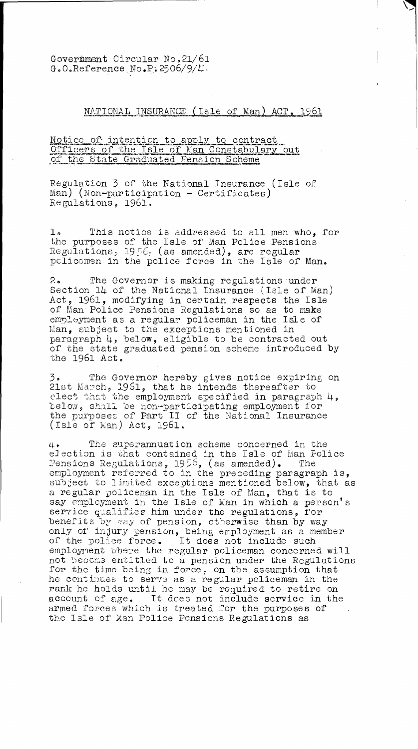Government Circular No.21/61
G.O.Reference No.P.2506/9/4.

## NATIONAL INSURANCE (Isle of Man) ACT, 1961

### Notice of intention to apply to contract Officers of the Isle of Man Constabulary out of the State Graduated Pension Scheme

Regulation 3 of the National Insurance (Isle of Man) (Non-participation - Certificates) Regulations, 1961.

1. This notice is addressed to all men who, for the purposes of the Isle of Man Police Pensions Regulations, 1956, (as amended), are regular policemen in the police force in the Isle of Man.

2. The Governor is making regulations under Section 14 of the National Insurance (Isle of Man) Act, 1961, modifying in certain respects the Isle of Man Police Pensions Regulations so as to make employment as a regular policeman in the Isle of Man, subject to the exceptions mentioned in paragraph 4, below, eligible to be contracted out of the state graduated pension scheme introduced by the 1961 Act.

3. The Governor hereby gives notice expiring on 21st March, 1961, that he intends thereafter to elect that the employment specified in paragraph 4, below, shall be non-participating employment for the purposes of Part II of the National Insurance (Isle of Man) Act, 1961.

4. The superannuation scheme concerned in the election is that contained in the Isle of Man Police Pensions Regulations, 1956, (as amended). The employment referred to in the preceding paragraph is, subject to limited exceptions mentioned below, that as a regular policeman in the Isle of Man, that is to say employment in the Isle of Man in which a person's service qualifies him under the regulations, for benefits by way of pension, otherwise than by way only of injury pension, being employment as a member of the police force. It does not include such employment where the regular policeman concerned will not become entitled to a pension under the Regulations for the time being in force, on the assumption that he continues to serve as a regular policeman in the rank he holds until he may be required to retire on account of age. It does not include service in the armed forces which is treated for the purposes of the Isle of Man Police Pensions Regulations as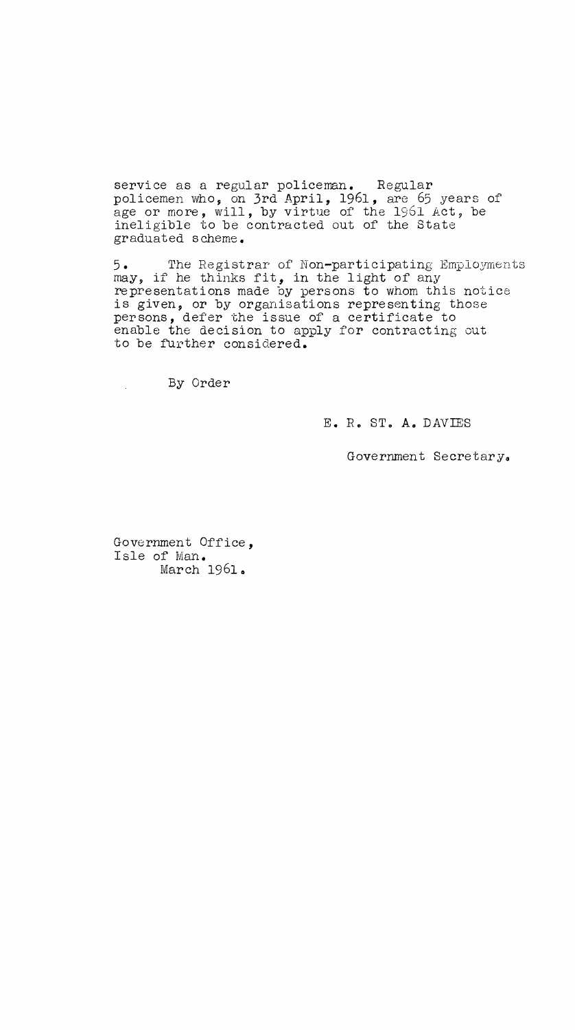service as a regular policeman. Regular policemen who, on 3rd April, 1961, are 65 years of age or more, will, by virtue of the 1961 Act, be ineligible to be contracted out of the State graduated scheme.

5. The Registrar of Non-participating Employments may, if he thinks fit, in the light of any representations made by persons to whom this notice is given, or by organisations representing those persons, defer the issue of a certificate to enable the decision to apply for contracting out to be further considered.

By Order

E. R. ST. A. DAVIES

Government Secretary.

Government Office,
Isle of Man.
March 1961.